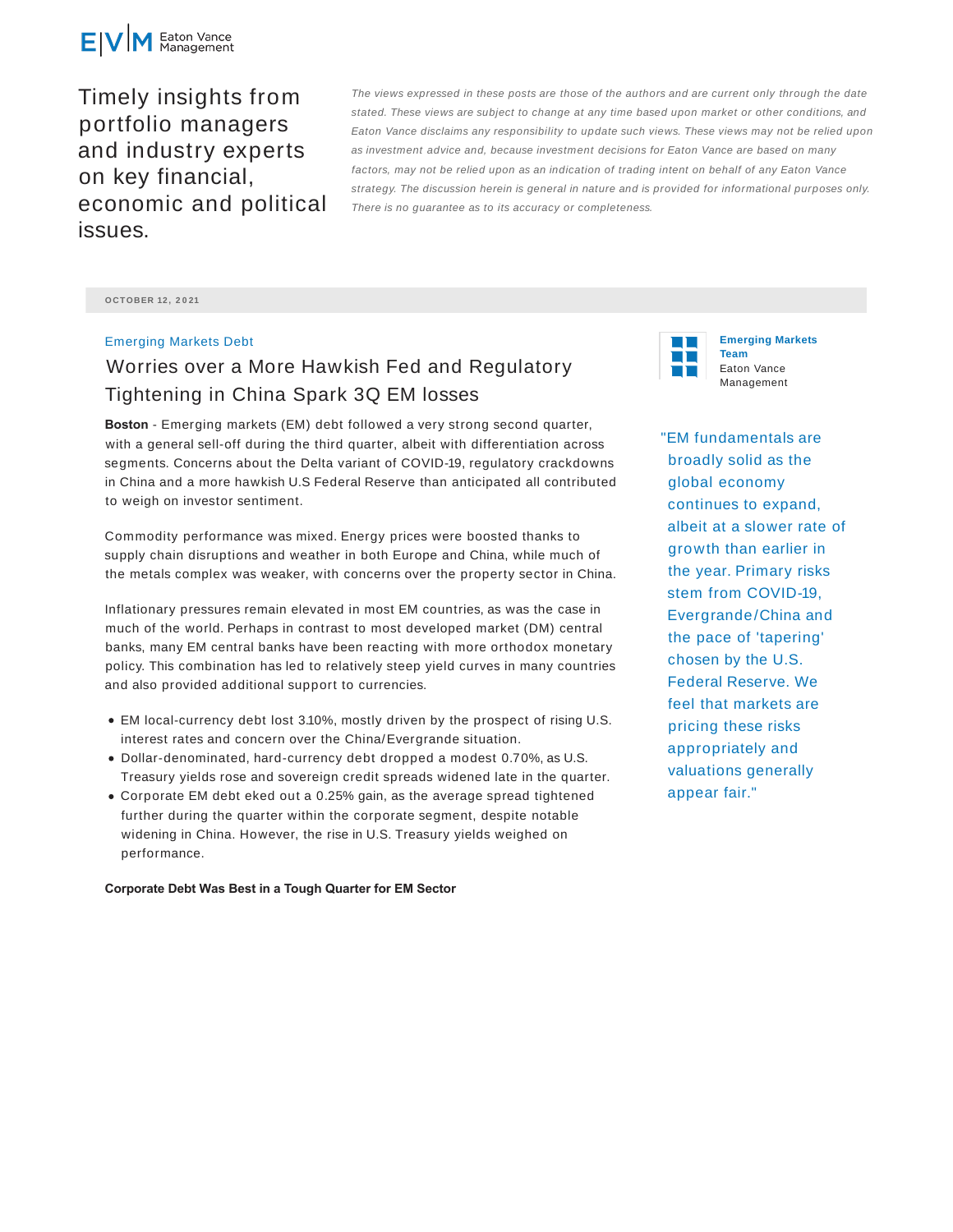Eaton Vance Management

Timely insights from portfolio managers and industry experts on key financial, economic and political issues.

*The views expressed in these posts are those of the authors and are current only through the date stated. These views are subject to change at any time based upon market or other conditions, and Eaton Vance disclaims any responsibility to update such views. These views may not be relied upon as investment advice and, because investment decisions for Eaton Vance are based on many factors, may not be relied upon as an indication of trading intent on behalf of any Eaton Vance strategy. The discussion herein is general in nature and is provided for informational purposes only. There is no guarantee as to its accuracy or completeness.*

OCTOBER 12, 2021

Emerging Markets Debt

# Worries over a More Hawkish Fed and Regulatory Tightening in China Spark 3Q EM losses

**Emerging Markets Team**
Eaton Vance Management

**Boston** - Emerging markets (EM) debt followed a very strong second quarter, with a general sell-off during the third quarter, albeit with differentiation across segments. Concerns about the Delta variant of COVID-19, regulatory crackdowns in China and a more hawkish U.S Federal Reserve than anticipated all contributed to weigh on investor sentiment.

Commodity performance was mixed. Energy prices were boosted thanks to supply chain disruptions and weather in both Europe and China, while much of the metals complex was weaker, with concerns over the property sector in China.

Inflationary pressures remain elevated in most EM countries, as was the case in much of the world. Perhaps in contrast to most developed market (DM) central banks, many EM central banks have been reacting with more orthodox monetary policy. This combination has led to relatively steep yield curves in many countries and also provided additional support to currencies.

- EM local-currency debt lost 3.10%, mostly driven by the prospect of rising U.S. interest rates and concern over the China/Evergrande situation.
- Dollar-denominated, hard-currency debt dropped a modest 0.70%, as U.S. Treasury yields rose and sovereign credit spreads widened late in the quarter.
- Corporate EM debt eked out a 0.25% gain, as the average spread tightened further during the quarter within the corporate segment, despite notable widening in China. However, the rise in U.S. Treasury yields weighed on performance.

> "EM fundamentals are broadly solid as the global economy continues to expand, albeit at a slower rate of growth than earlier in the year. Primary risks stem from COVID-19, Evergrande/China and the pace of 'tapering' chosen by the U.S. Federal Reserve. We feel that markets are pricing these risks appropriately and valuations generally appear fair."

**Corporate Debt Was Best in a Tough Quarter for EM Sector**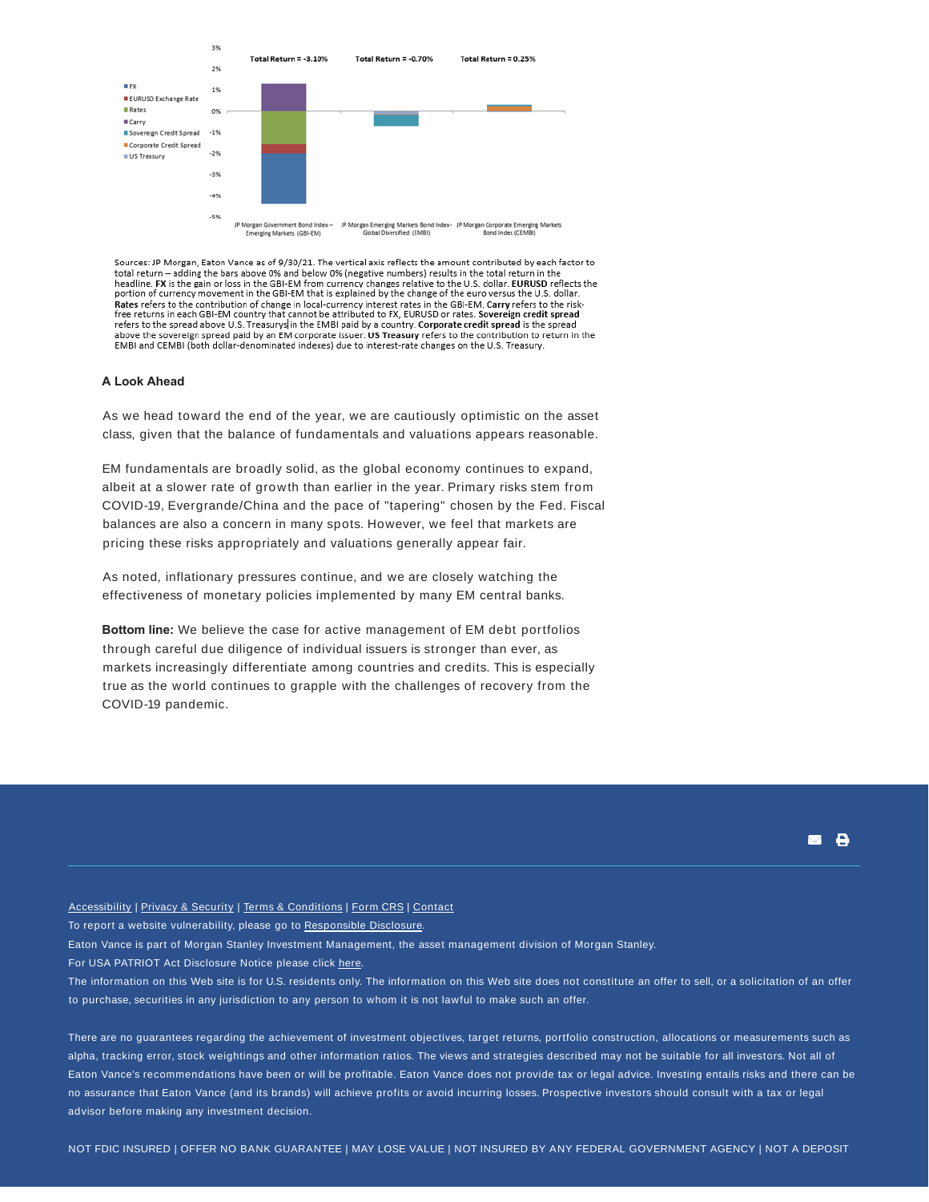3%
2%
1%
0%
-1%
-2%
-3%
-4%
-5%

Total Return = -3.10%
Total Return = -0.70%
Total Return = 0.25%

FX
EURUSD Exchange Rate
Rates
Carry
Sovereign Credit Spread
Corporate Credit Spread
US Treasury

JP Morgan Government Bond Index – Emerging Markets (GBI-EM)
JP Morgan Emerging Markets Bond Index-Global Diversified (EMBI)
JP Morgan Corporate Emerging Markets Bond Index (CEMBI)

Sources: JP Morgan, Eaton Vance as of 9/30/21. The vertical axis reflects the amount contributed by each factor to total return – adding the bars above 0% and below 0% (negative numbers) results in the total return in the headline. **FX** is the gain or loss in the GBI-EM from currency changes relative to the U.S. dollar. **EURUSD** reflects the portion of currency movement in the GBI-EM that is explained by the change of the euro versus the U.S. dollar. **Rates** refers to the contribution of change in local-currency interest rates in the GBI-EM. **Carry** refers to the risk-free returns in each GBI-EM country that cannot be attributed to FX, EURUSD or rates. **Sovereign credit spread** refers to the spread above U.S. Treasurys in the EMBI paid by a country. **Corporate credit spread** is the spread above the sovereign spread paid by an EM corporate issuer. **US Treasury** refers to the contribution to return in the EMBI and CEMBI (both dollar-denominated indexes) due to interest-rate changes on the U.S. Treasury.

### A Look Ahead

As we head toward the end of the year, we are cautiously optimistic on the asset class, given that the balance of fundamentals and valuations appears reasonable.

EM fundamentals are broadly solid, as the global economy continues to expand, albeit at a slower rate of growth than earlier in the year. Primary risks stem from COVID-19, Evergrande/China and the pace of "tapering" chosen by the Fed. Fiscal balances are also a concern in many spots. However, we feel that markets are pricing these risks appropriately and valuations generally appear fair.

As noted, inflationary pressures continue, and we are closely watching the effectiveness of monetary policies implemented by many EM central banks.

**Bottom line:** We believe the case for active management of EM debt portfolios through careful due diligence of individual issuers is stronger than ever, as markets increasingly differentiate among countries and credits. This is especially true as the world continues to grapple with the challenges of recovery from the COVID-19 pandemic.

Accessibility | Privacy & Security | Terms & Conditions | Form CRS | Contact

To report a website vulnerability, please go to Responsible Disclosure.

Eaton Vance is part of Morgan Stanley Investment Management, the asset management division of Morgan Stanley.

For USA PATRIOT Act Disclosure Notice please click here.

The information on this Web site is for U.S. residents only. The information on this Web site does not constitute an offer to sell, or a solicitation of an offer to purchase, securities in any jurisdiction to any person to whom it is not lawful to make such an offer.

There are no guarantees regarding the achievement of investment objectives, target returns, portfolio construction, allocations or measurements such as alpha, tracking error, stock weightings and other information ratios. The views and strategies described may not be suitable for all investors. Not all of Eaton Vance's recommendations have been or will be profitable. Eaton Vance does not provide tax or legal advice. Investing entails risks and there can be no assurance that Eaton Vance (and its brands) will achieve profits or avoid incurring losses. Prospective investors should consult with a tax or legal advisor before making any investment decision.

NOT FDIC INSURED | OFFER NO BANK GUARANTEE | MAY LOSE VALUE | NOT INSURED BY ANY FEDERAL GOVERNMENT AGENCY | NOT A DEPOSIT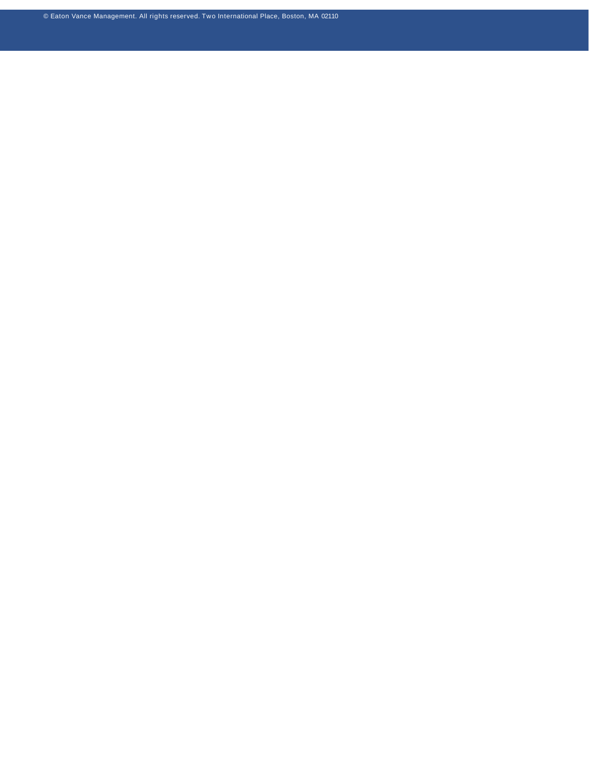© Eaton Vance Management. All rights reserved. Two International Place, Boston, MA 02110